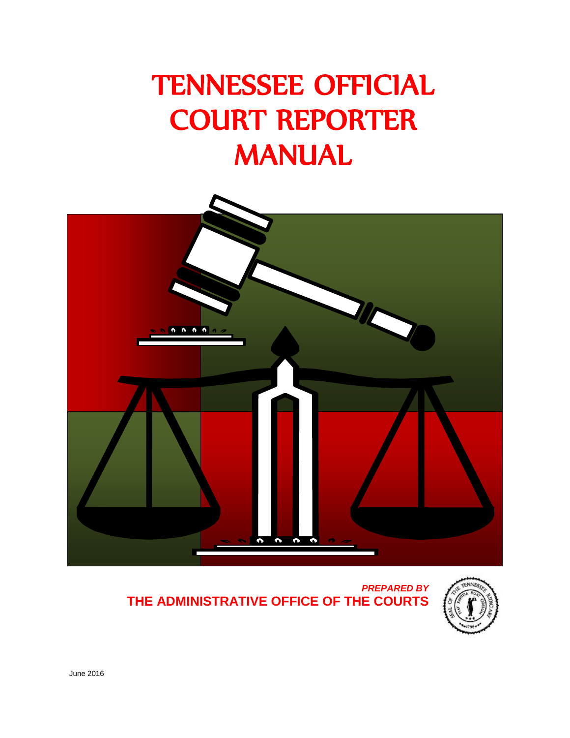# TENNESSEE OFFICIAL COURT REPORTER MANUAL

***PREPARED BY***

**THE ADMINISTRATIVE OFFICE OF THE COURTS**

June 2016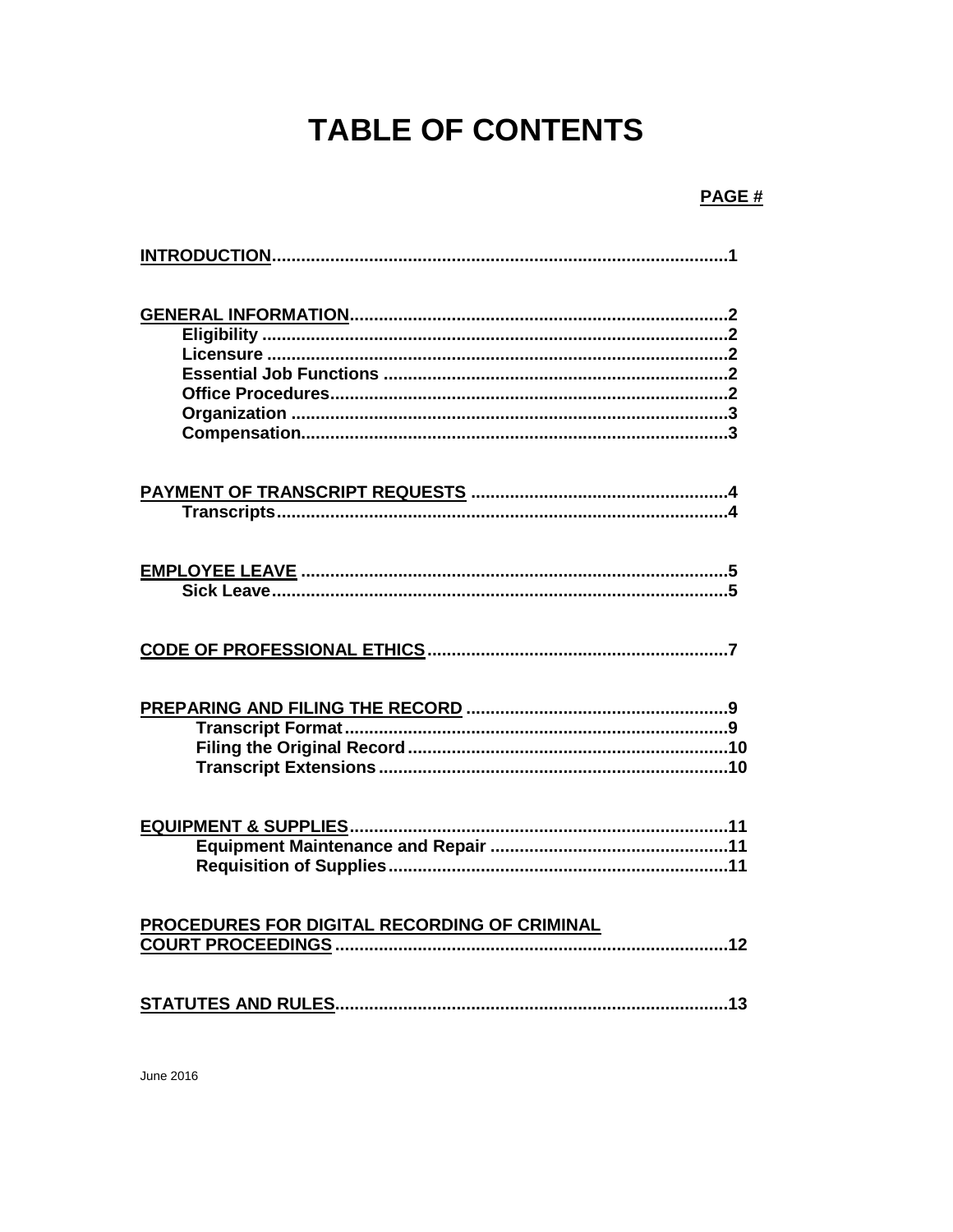# TABLE OF CONTENTS

| | PAGE # |
|---|---|
| **INTRODUCTION** | **1** |
| **GENERAL INFORMATION** | **2** |
| **Eligibility** | **2** |
| **Licensure** | **2** |
| **Essential Job Functions** | **2** |
| **Office Procedures** | **2** |
| **Organization** | **3** |
| **Compensation** | **3** |
| **PAYMENT OF TRANSCRIPT REQUESTS** | **4** |
| **Transcripts** | **4** |
| **EMPLOYEE LEAVE** | **5** |
| **Sick Leave** | **5** |
| **CODE OF PROFESSIONAL ETHICS** | **7** |
| **PREPARING AND FILING THE RECORD** | **9** |
| **Transcript Format** | **9** |
| **Filing the Original Record** | **10** |
| **Transcript Extensions** | **10** |
| **EQUIPMENT & SUPPLIES** | **11** |
| **Equipment Maintenance and Repair** | **11** |
| **Requisition of Supplies** | **11** |
| **PROCEDURES FOR DIGITAL RECORDING OF CRIMINAL COURT PROCEEDINGS** | **12** |
| **STATUTES AND RULES** | **13** |

June 2016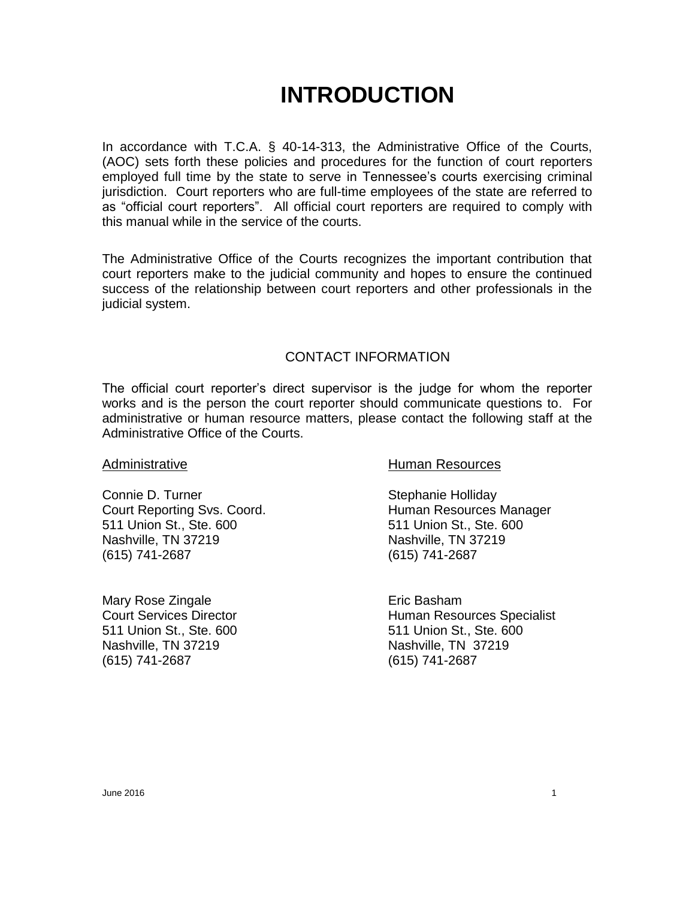# INTRODUCTION

In accordance with T.C.A. § 40-14-313, the Administrative Office of the Courts, (AOC) sets forth these policies and procedures for the function of court reporters employed full time by the state to serve in Tennessee's courts exercising criminal jurisdiction. Court reporters who are full-time employees of the state are referred to as "official court reporters". All official court reporters are required to comply with this manual while in the service of the courts.

The Administrative Office of the Courts recognizes the important contribution that court reporters make to the judicial community and hopes to ensure the continued success of the relationship between court reporters and other professionals in the judicial system.

## CONTACT INFORMATION

The official court reporter's direct supervisor is the judge for whom the reporter works and is the person the court reporter should communicate questions to. For administrative or human resource matters, please contact the following staff at the Administrative Office of the Courts.

Administrative

Connie D. Turner
Court Reporting Svs. Coord.
511 Union St., Ste. 600
Nashville, TN 37219
(615) 741-2687

Mary Rose Zingale
Court Services Director
511 Union St., Ste. 600
Nashville, TN 37219
(615) 741-2687

Human Resources

Stephanie Holliday
Human Resources Manager
511 Union St., Ste. 600
Nashville, TN 37219
(615) 741-2687

Eric Basham
Human Resources Specialist
511 Union St., Ste. 600
Nashville, TN 37219
(615) 741-2687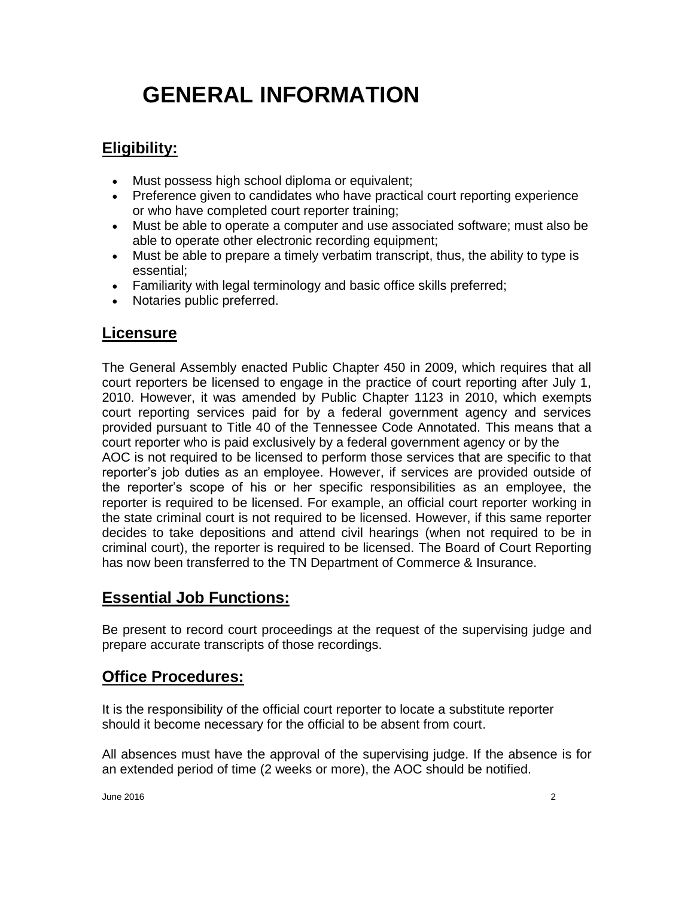# GENERAL INFORMATION

## Eligibility:

- Must possess high school diploma or equivalent;
- Preference given to candidates who have practical court reporting experience or who have completed court reporter training;
- Must be able to operate a computer and use associated software; must also be able to operate other electronic recording equipment;
- Must be able to prepare a timely verbatim transcript, thus, the ability to type is essential;
- Familiarity with legal terminology and basic office skills preferred;
- Notaries public preferred.

## Licensure

The General Assembly enacted Public Chapter 450 in 2009, which requires that all court reporters be licensed to engage in the practice of court reporting after July 1, 2010. However, it was amended by Public Chapter 1123 in 2010, which exempts court reporting services paid for by a federal government agency and services provided pursuant to Title 40 of the Tennessee Code Annotated. This means that a court reporter who is paid exclusively by a federal government agency or by the AOC is not required to be licensed to perform those services that are specific to that reporter's job duties as an employee. However, if services are provided outside of the reporter's scope of his or her specific responsibilities as an employee, the reporter is required to be licensed. For example, an official court reporter working in the state criminal court is not required to be licensed. However, if this same reporter decides to take depositions and attend civil hearings (when not required to be in criminal court), the reporter is required to be licensed. The Board of Court Reporting has now been transferred to the TN Department of Commerce & Insurance.

## Essential Job Functions:

Be present to record court proceedings at the request of the supervising judge and prepare accurate transcripts of those recordings.

## Office Procedures:

It is the responsibility of the official court reporter to locate a substitute reporter should it become necessary for the official to be absent from court.

All absences must have the approval of the supervising judge. If the absence is for an extended period of time (2 weeks or more), the AOC should be notified.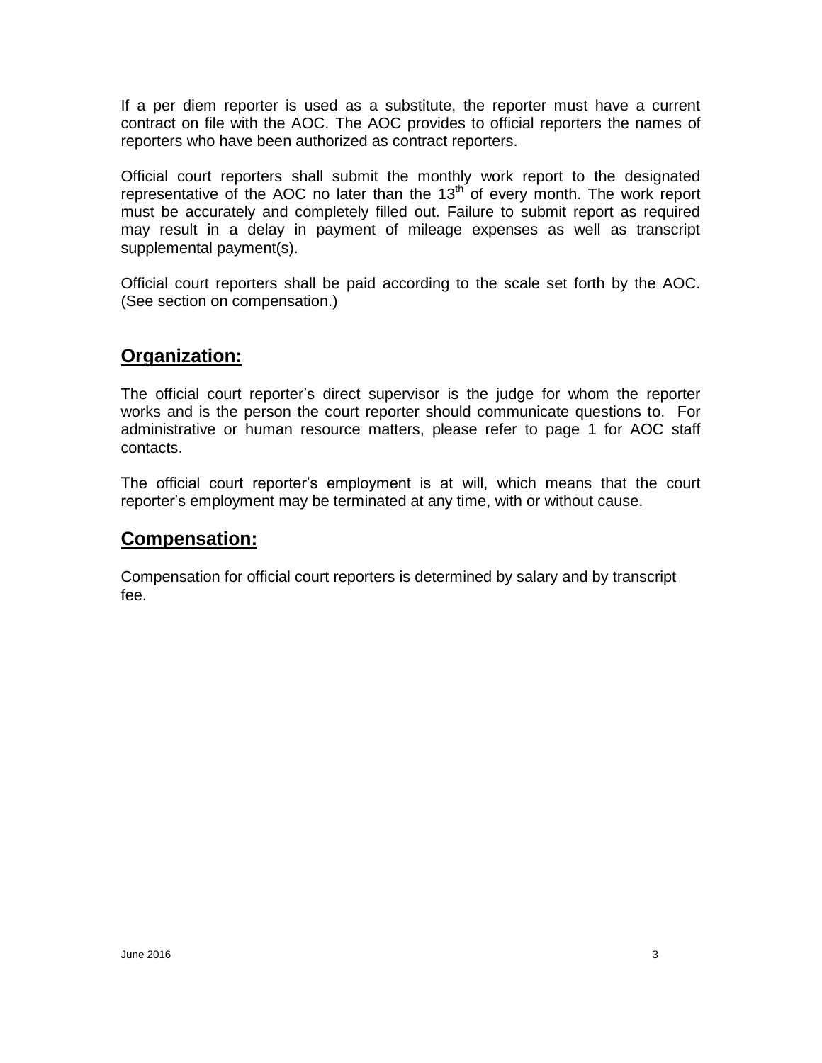If a per diem reporter is used as a substitute, the reporter must have a current contract on file with the AOC. The AOC provides to official reporters the names of reporters who have been authorized as contract reporters.

Official court reporters shall submit the monthly work report to the designated representative of the AOC no later than the 13th of every month. The work report must be accurately and completely filled out. Failure to submit report as required may result in a delay in payment of mileage expenses as well as transcript supplemental payment(s).

Official court reporters shall be paid according to the scale set forth by the AOC. (See section on compensation.)

## Organization:

The official court reporter's direct supervisor is the judge for whom the reporter works and is the person the court reporter should communicate questions to. For administrative or human resource matters, please refer to page 1 for AOC staff contacts.

The official court reporter's employment is at will, which means that the court reporter's employment may be terminated at any time, with or without cause.

## Compensation:

Compensation for official court reporters is determined by salary and by transcript fee.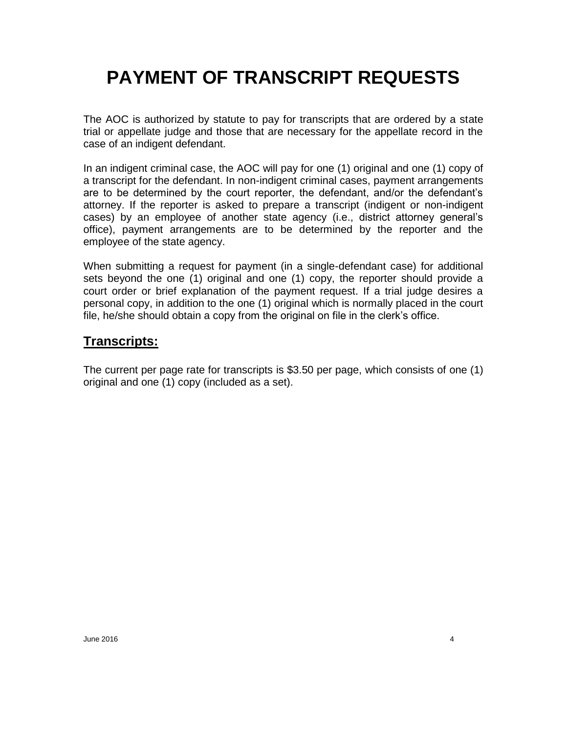# PAYMENT OF TRANSCRIPT REQUESTS

The AOC is authorized by statute to pay for transcripts that are ordered by a state trial or appellate judge and those that are necessary for the appellate record in the case of an indigent defendant.

In an indigent criminal case, the AOC will pay for one (1) original and one (1) copy of a transcript for the defendant. In non-indigent criminal cases, payment arrangements are to be determined by the court reporter, the defendant, and/or the defendant's attorney. If the reporter is asked to prepare a transcript (indigent or non-indigent cases) by an employee of another state agency (i.e., district attorney general's office), payment arrangements are to be determined by the reporter and the employee of the state agency.

When submitting a request for payment (in a single-defendant case) for additional sets beyond the one (1) original and one (1) copy, the reporter should provide a court order or brief explanation of the payment request. If a trial judge desires a personal copy, in addition to the one (1) original which is normally placed in the court file, he/she should obtain a copy from the original on file in the clerk's office.

## **Transcripts:**

The current per page rate for transcripts is $3.50 per page, which consists of one (1) original and one (1) copy (included as a set).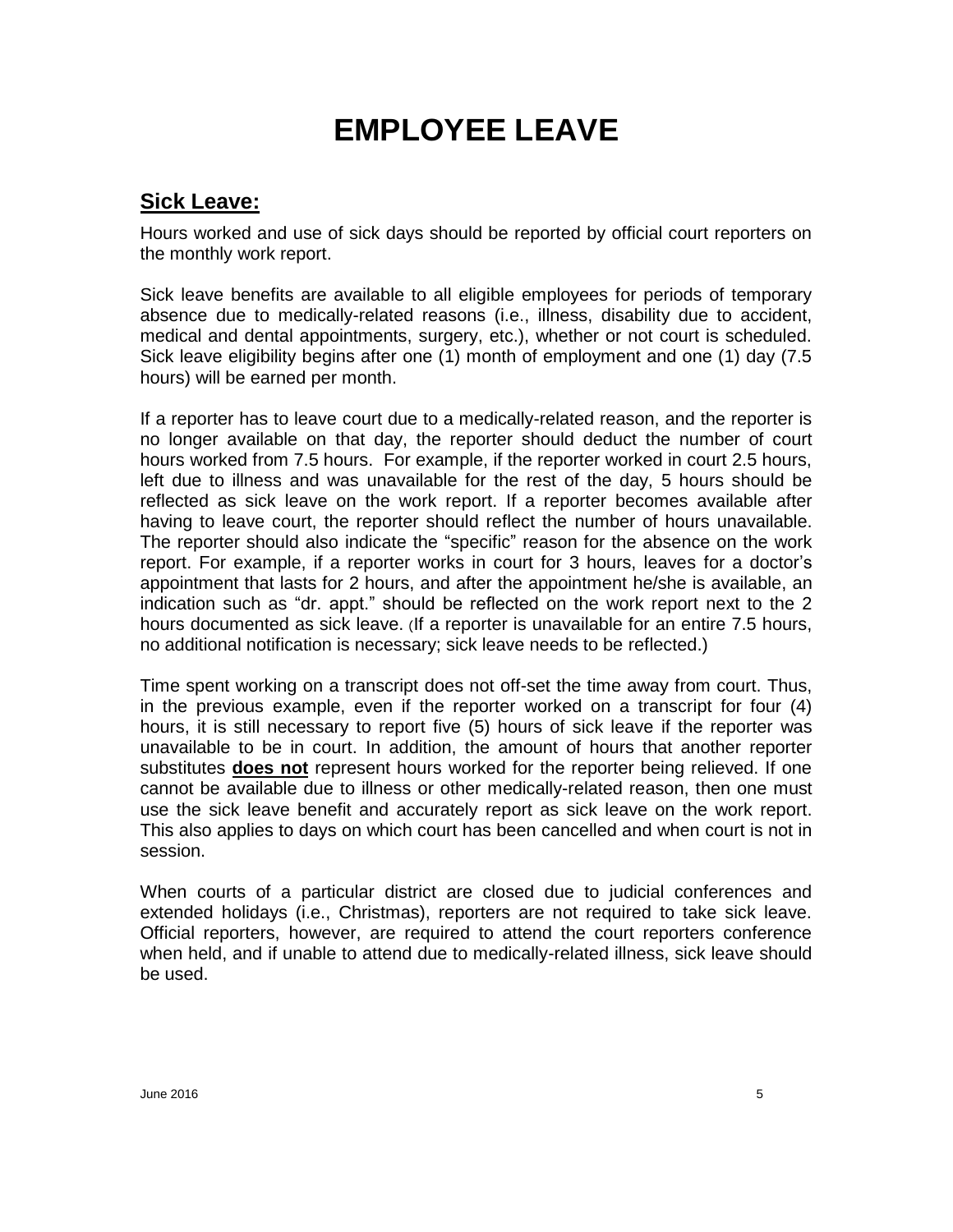# EMPLOYEE LEAVE

## Sick Leave:

Hours worked and use of sick days should be reported by official court reporters on the monthly work report.

Sick leave benefits are available to all eligible employees for periods of temporary absence due to medically-related reasons (i.e., illness, disability due to accident, medical and dental appointments, surgery, etc.), whether or not court is scheduled. Sick leave eligibility begins after one (1) month of employment and one (1) day (7.5 hours) will be earned per month.

If a reporter has to leave court due to a medically-related reason, and the reporter is no longer available on that day, the reporter should deduct the number of court hours worked from 7.5 hours. For example, if the reporter worked in court 2.5 hours, left due to illness and was unavailable for the rest of the day, 5 hours should be reflected as sick leave on the work report. If a reporter becomes available after having to leave court, the reporter should reflect the number of hours unavailable. The reporter should also indicate the "specific" reason for the absence on the work report. For example, if a reporter works in court for 3 hours, leaves for a doctor's appointment that lasts for 2 hours, and after the appointment he/she is available, an indication such as "dr. appt." should be reflected on the work report next to the 2 hours documented as sick leave. (If a reporter is unavailable for an entire 7.5 hours, no additional notification is necessary; sick leave needs to be reflected.)

Time spent working on a transcript does not off-set the time away from court. Thus, in the previous example, even if the reporter worked on a transcript for four (4) hours, it is still necessary to report five (5) hours of sick leave if the reporter was unavailable to be in court. In addition, the amount of hours that another reporter substitutes **does not** represent hours worked for the reporter being relieved. If one cannot be available due to illness or other medically-related reason, then one must use the sick leave benefit and accurately report as sick leave on the work report. This also applies to days on which court has been cancelled and when court is not in session.

When courts of a particular district are closed due to judicial conferences and extended holidays (i.e., Christmas), reporters are not required to take sick leave. Official reporters, however, are required to attend the court reporters conference when held, and if unable to attend due to medically-related illness, sick leave should be used.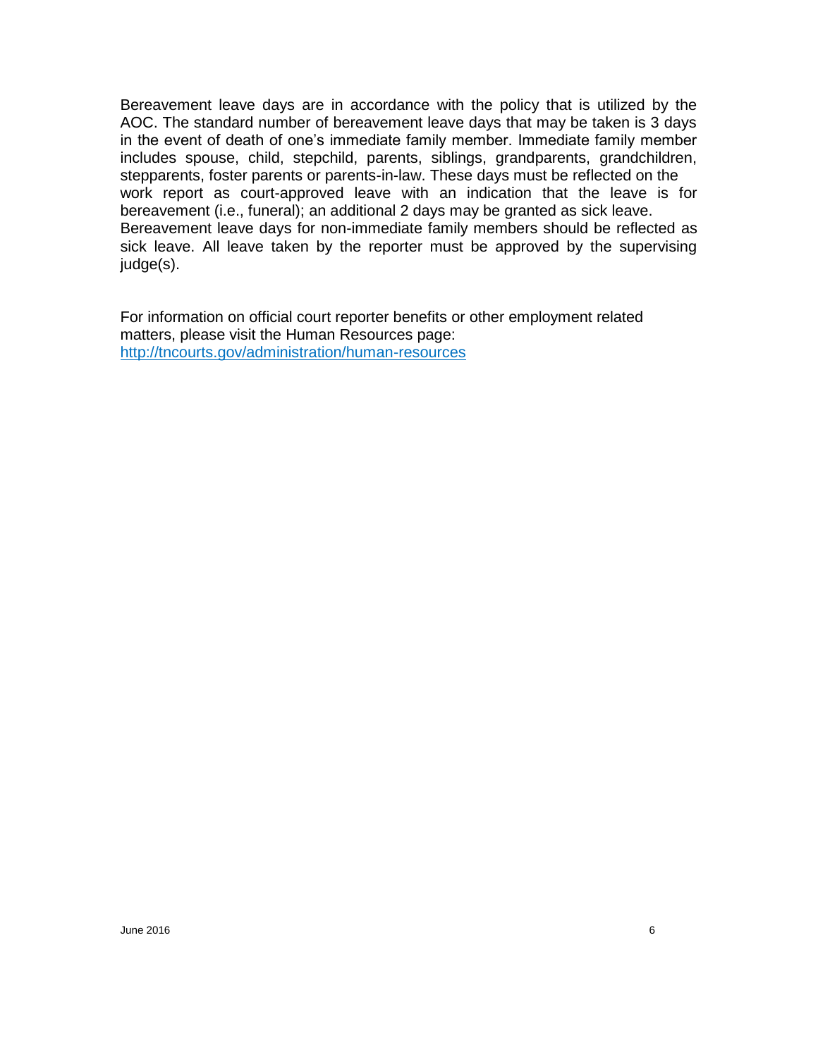Bereavement leave days are in accordance with the policy that is utilized by the AOC. The standard number of bereavement leave days that may be taken is 3 days in the event of death of one's immediate family member. Immediate family member includes spouse, child, stepchild, parents, siblings, grandparents, grandchildren, stepparents, foster parents or parents-in-law. These days must be reflected on the work report as court-approved leave with an indication that the leave is for bereavement (i.e., funeral); an additional 2 days may be granted as sick leave. Bereavement leave days for non-immediate family members should be reflected as sick leave. All leave taken by the reporter must be approved by the supervising judge(s).

For information on official court reporter benefits or other employment related matters, please visit the Human Resources page: [http://tncourts.gov/administration/human-resources](http://tncourts.gov/administration/human-resources)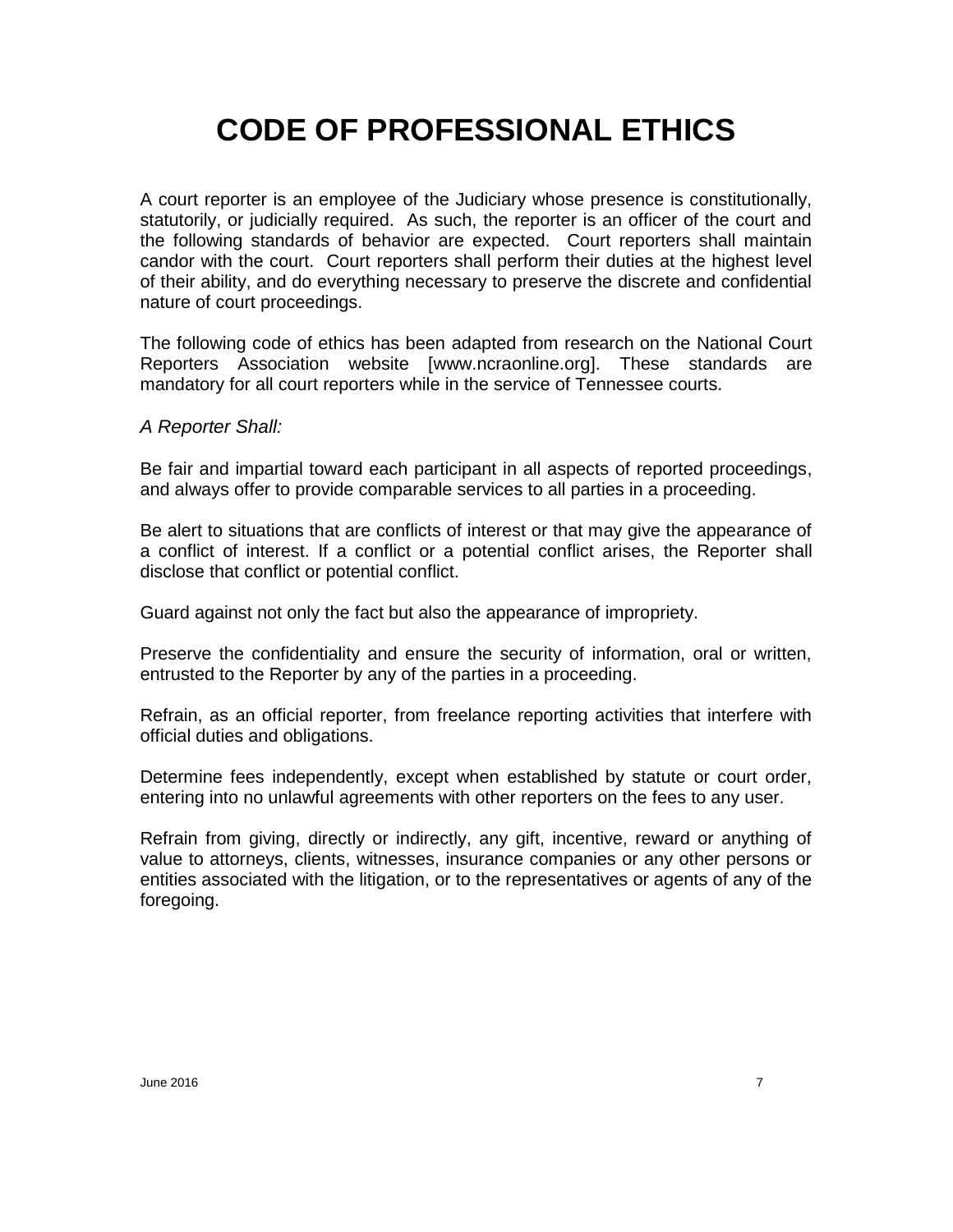# CODE OF PROFESSIONAL ETHICS

A court reporter is an employee of the Judiciary whose presence is constitutionally, statutorily, or judicially required. As such, the reporter is an officer of the court and the following standards of behavior are expected. Court reporters shall maintain candor with the court. Court reporters shall perform their duties at the highest level of their ability, and do everything necessary to preserve the discrete and confidential nature of court proceedings.

The following code of ethics has been adapted from research on the National Court Reporters Association website [www.ncraonline.org]. These standards are mandatory for all court reporters while in the service of Tennessee courts.

*A Reporter Shall:*

Be fair and impartial toward each participant in all aspects of reported proceedings, and always offer to provide comparable services to all parties in a proceeding.

Be alert to situations that are conflicts of interest or that may give the appearance of a conflict of interest. If a conflict or a potential conflict arises, the Reporter shall disclose that conflict or potential conflict.

Guard against not only the fact but also the appearance of impropriety.

Preserve the confidentiality and ensure the security of information, oral or written, entrusted to the Reporter by any of the parties in a proceeding.

Refrain, as an official reporter, from freelance reporting activities that interfere with official duties and obligations.

Determine fees independently, except when established by statute or court order, entering into no unlawful agreements with other reporters on the fees to any user.

Refrain from giving, directly or indirectly, any gift, incentive, reward or anything of value to attorneys, clients, witnesses, insurance companies or any other persons or entities associated with the litigation, or to the representatives or agents of any of the foregoing.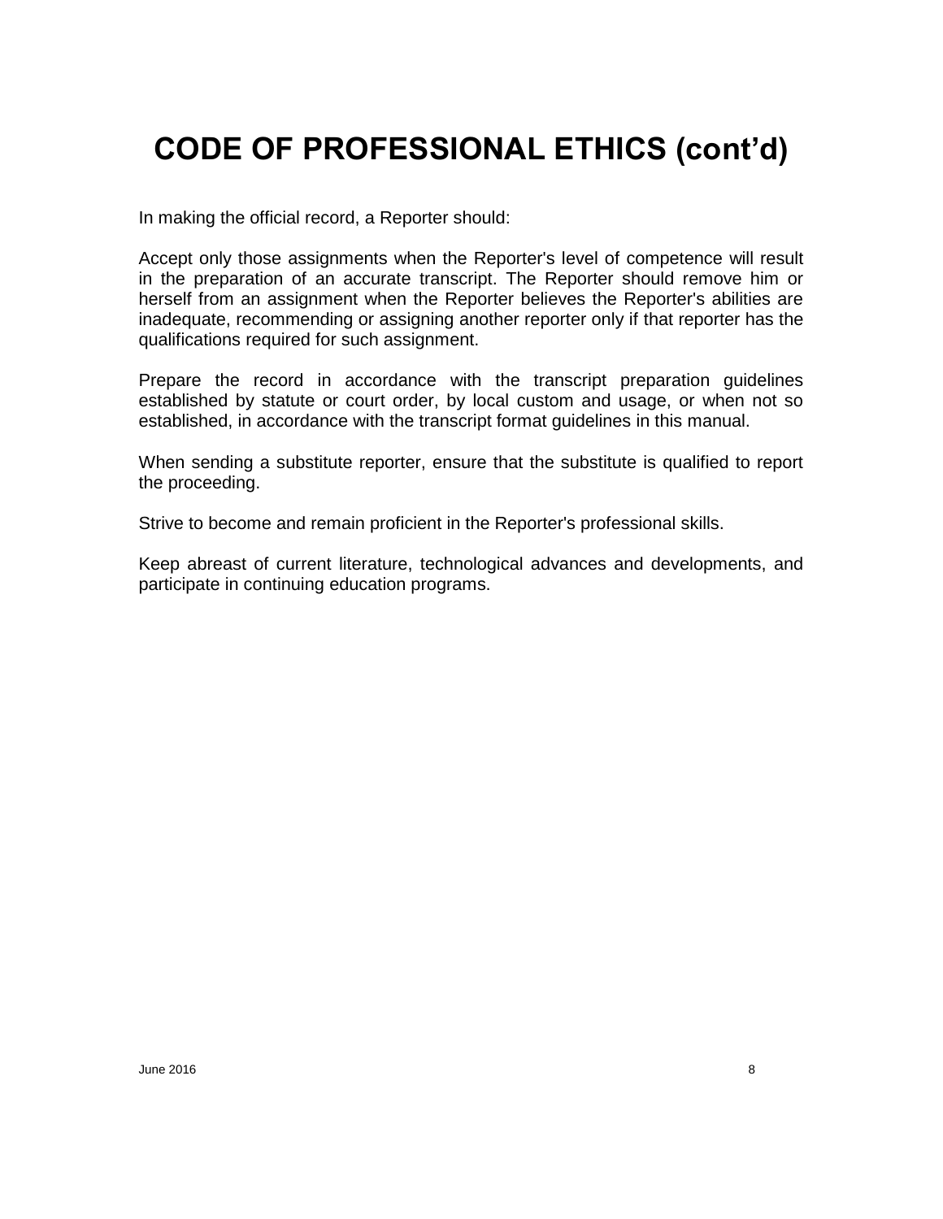# CODE OF PROFESSIONAL ETHICS (cont'd)

In making the official record, a Reporter should:

Accept only those assignments when the Reporter's level of competence will result in the preparation of an accurate transcript. The Reporter should remove him or herself from an assignment when the Reporter believes the Reporter's abilities are inadequate, recommending or assigning another reporter only if that reporter has the qualifications required for such assignment.

Prepare the record in accordance with the transcript preparation guidelines established by statute or court order, by local custom and usage, or when not so established, in accordance with the transcript format guidelines in this manual.

When sending a substitute reporter, ensure that the substitute is qualified to report the proceeding.

Strive to become and remain proficient in the Reporter's professional skills.

Keep abreast of current literature, technological advances and developments, and participate in continuing education programs.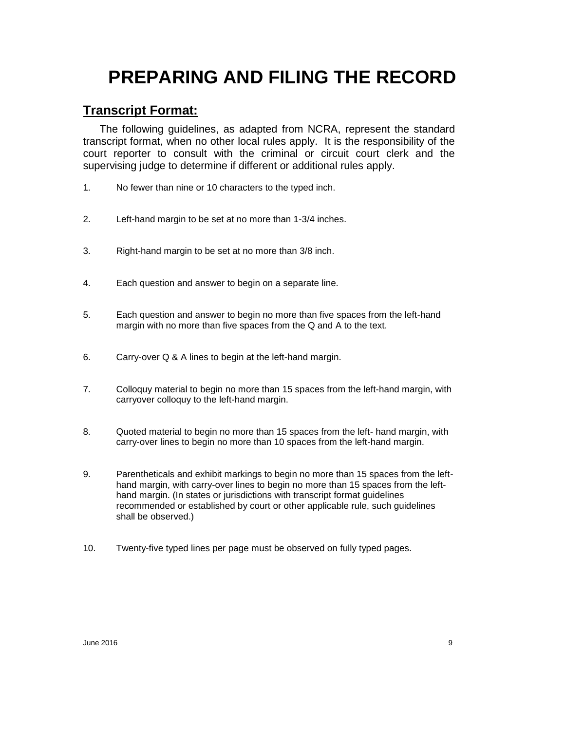# PREPARING AND FILING THE RECORD

## Transcript Format:

The following guidelines, as adapted from NCRA, represent the standard transcript format, when no other local rules apply. It is the responsibility of the court reporter to consult with the criminal or circuit court clerk and the supervising judge to determine if different or additional rules apply.

1. No fewer than nine or 10 characters to the typed inch.

2. Left-hand margin to be set at no more than 1-3/4 inches.

3. Right-hand margin to be set at no more than 3/8 inch.

4. Each question and answer to begin on a separate line.

5. Each question and answer to begin no more than five spaces from the left-hand margin with no more than five spaces from the Q and A to the text.

6. Carry-over Q & A lines to begin at the left-hand margin.

7. Colloquy material to begin no more than 15 spaces from the left-hand margin, with carryover colloquy to the left-hand margin.

8. Quoted material to begin no more than 15 spaces from the left- hand margin, with carry-over lines to begin no more than 10 spaces from the left-hand margin.

9. Parentheticals and exhibit markings to begin no more than 15 spaces from the left-hand margin, with carry-over lines to begin no more than 15 spaces from the left-hand margin. (In states or jurisdictions with transcript format guidelines recommended or established by court or other applicable rule, such guidelines shall be observed.)

10. Twenty-five typed lines per page must be observed on fully typed pages.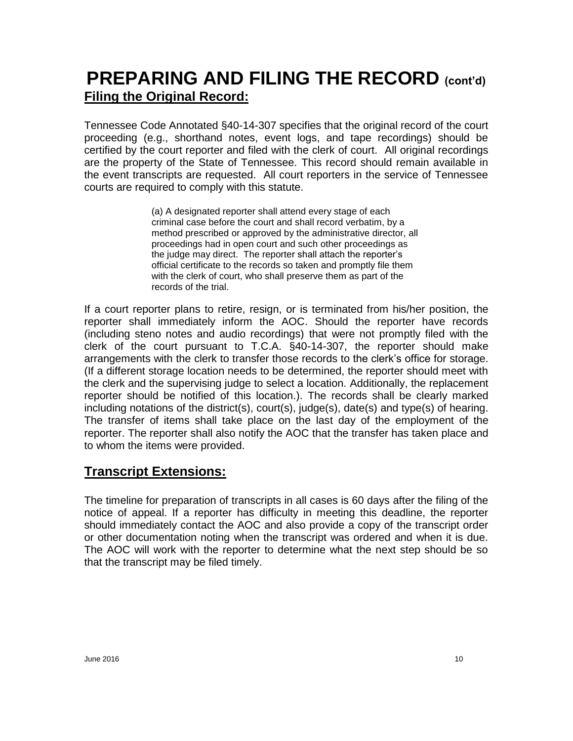# PREPARING AND FILING THE RECORD (cont'd)

## Filing the Original Record:

Tennessee Code Annotated §40-14-307 specifies that the original record of the court proceeding (e.g., shorthand notes, event logs, and tape recordings) should be certified by the court reporter and filed with the clerk of court. All original recordings are the property of the State of Tennessee. This record should remain available in the event transcripts are requested. All court reporters in the service of Tennessee courts are required to comply with this statute.

> (a) A designated reporter shall attend every stage of each criminal case before the court and shall record verbatim, by a method prescribed or approved by the administrative director, all proceedings had in open court and such other proceedings as the judge may direct. The reporter shall attach the reporter's official certificate to the records so taken and promptly file them with the clerk of court, who shall preserve them as part of the records of the trial.

If a court reporter plans to retire, resign, or is terminated from his/her position, the reporter shall immediately inform the AOC. Should the reporter have records (including steno notes and audio recordings) that were not promptly filed with the clerk of the court pursuant to T.C.A. §40-14-307, the reporter should make arrangements with the clerk to transfer those records to the clerk's office for storage. (If a different storage location needs to be determined, the reporter should meet with the clerk and the supervising judge to select a location. Additionally, the replacement reporter should be notified of this location.). The records shall be clearly marked including notations of the district(s), court(s), judge(s), date(s) and type(s) of hearing. The transfer of items shall take place on the last day of the employment of the reporter. The reporter shall also notify the AOC that the transfer has taken place and to whom the items were provided.

## Transcript Extensions:

The timeline for preparation of transcripts in all cases is 60 days after the filing of the notice of appeal. If a reporter has difficulty in meeting this deadline, the reporter should immediately contact the AOC and also provide a copy of the transcript order or other documentation noting when the transcript was ordered and when it is due. The AOC will work with the reporter to determine what the next step should be so that the transcript may be filed timely.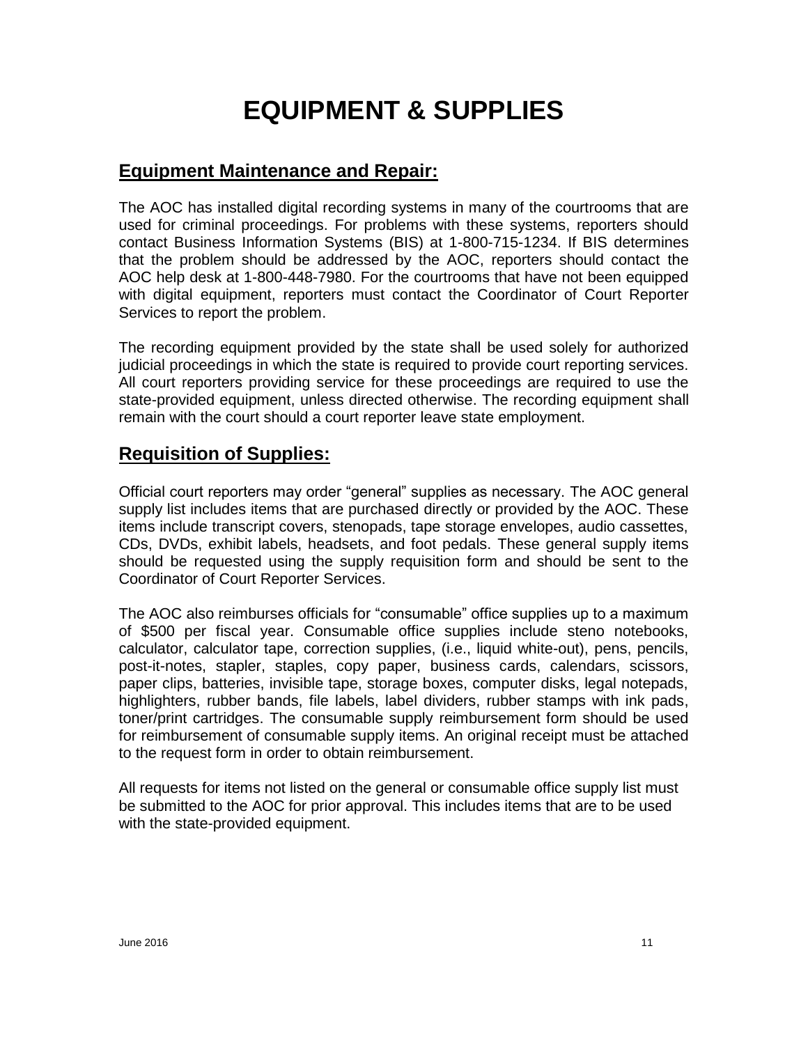# EQUIPMENT & SUPPLIES

## Equipment Maintenance and Repair:

The AOC has installed digital recording systems in many of the courtrooms that are used for criminal proceedings. For problems with these systems, reporters should contact Business Information Systems (BIS) at 1-800-715-1234. If BIS determines that the problem should be addressed by the AOC, reporters should contact the AOC help desk at 1-800-448-7980. For the courtrooms that have not been equipped with digital equipment, reporters must contact the Coordinator of Court Reporter Services to report the problem.

The recording equipment provided by the state shall be used solely for authorized judicial proceedings in which the state is required to provide court reporting services. All court reporters providing service for these proceedings are required to use the state-provided equipment, unless directed otherwise. The recording equipment shall remain with the court should a court reporter leave state employment.

## Requisition of Supplies:

Official court reporters may order "general" supplies as necessary. The AOC general supply list includes items that are purchased directly or provided by the AOC. These items include transcript covers, stenopads, tape storage envelopes, audio cassettes, CDs, DVDs, exhibit labels, headsets, and foot pedals. These general supply items should be requested using the supply requisition form and should be sent to the Coordinator of Court Reporter Services.

The AOC also reimburses officials for "consumable" office supplies up to a maximum of $500 per fiscal year. Consumable office supplies include steno notebooks, calculator, calculator tape, correction supplies, (i.e., liquid white-out), pens, pencils, post-it-notes, stapler, staples, copy paper, business cards, calendars, scissors, paper clips, batteries, invisible tape, storage boxes, computer disks, legal notepads, highlighters, rubber bands, file labels, label dividers, rubber stamps with ink pads, toner/print cartridges. The consumable supply reimbursement form should be used for reimbursement of consumable supply items. An original receipt must be attached to the request form in order to obtain reimbursement.

All requests for items not listed on the general or consumable office supply list must be submitted to the AOC for prior approval. This includes items that are to be used with the state-provided equipment.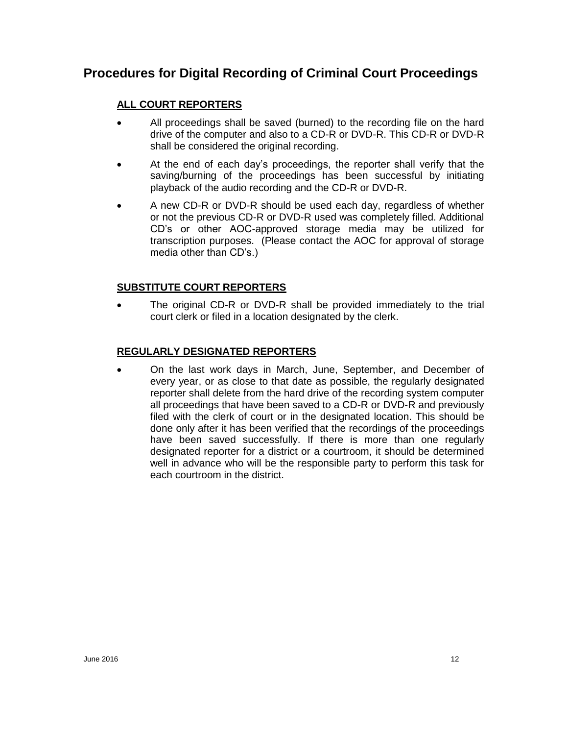# Procedures for Digital Recording of Criminal Court Proceedings

## ALL COURT REPORTERS

- All proceedings shall be saved (burned) to the recording file on the hard drive of the computer and also to a CD-R or DVD-R. This CD-R or DVD-R shall be considered the original recording.
- At the end of each day's proceedings, the reporter shall verify that the saving/burning of the proceedings has been successful by initiating playback of the audio recording and the CD-R or DVD-R.
- A new CD-R or DVD-R should be used each day, regardless of whether or not the previous CD-R or DVD-R used was completely filled. Additional CD's or other AOC-approved storage media may be utilized for transcription purposes. (Please contact the AOC for approval of storage media other than CD's.)

## SUBSTITUTE COURT REPORTERS

- The original CD-R or DVD-R shall be provided immediately to the trial court clerk or filed in a location designated by the clerk.

## REGULARLY DESIGNATED REPORTERS

- On the last work days in March, June, September, and December of every year, or as close to that date as possible, the regularly designated reporter shall delete from the hard drive of the recording system computer all proceedings that have been saved to a CD-R or DVD-R and previously filed with the clerk of court or in the designated location. This should be done only after it has been verified that the recordings of the proceedings have been saved successfully. If there is more than one regularly designated reporter for a district or a courtroom, it should be determined well in advance who will be the responsible party to perform this task for each courtroom in the district.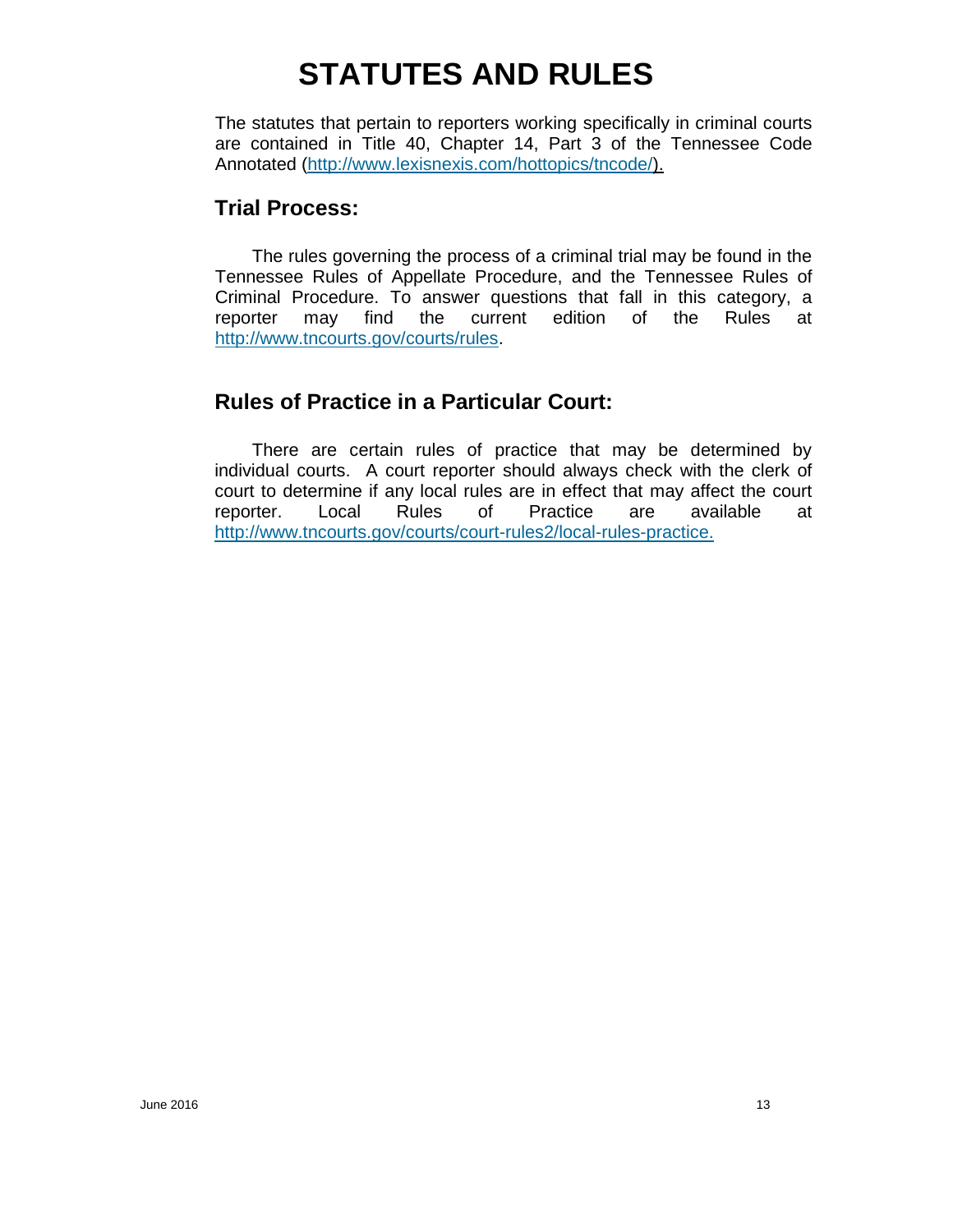# STATUTES AND RULES

The statutes that pertain to reporters working specifically in criminal courts are contained in Title 40, Chapter 14, Part 3 of the Tennessee Code Annotated (http://www.lexisnexis.com/hottopics/tncode/).

## Trial Process:

The rules governing the process of a criminal trial may be found in the Tennessee Rules of Appellate Procedure, and the Tennessee Rules of Criminal Procedure. To answer questions that fall in this category, a reporter may find the current edition of the Rules at http://www.tncourts.gov/courts/rules.

## Rules of Practice in a Particular Court:

There are certain rules of practice that may be determined by individual courts. A court reporter should always check with the clerk of court to determine if any local rules are in effect that may affect the court reporter. Local Rules of Practice are available at http://www.tncourts.gov/courts/court-rules2/local-rules-practice.